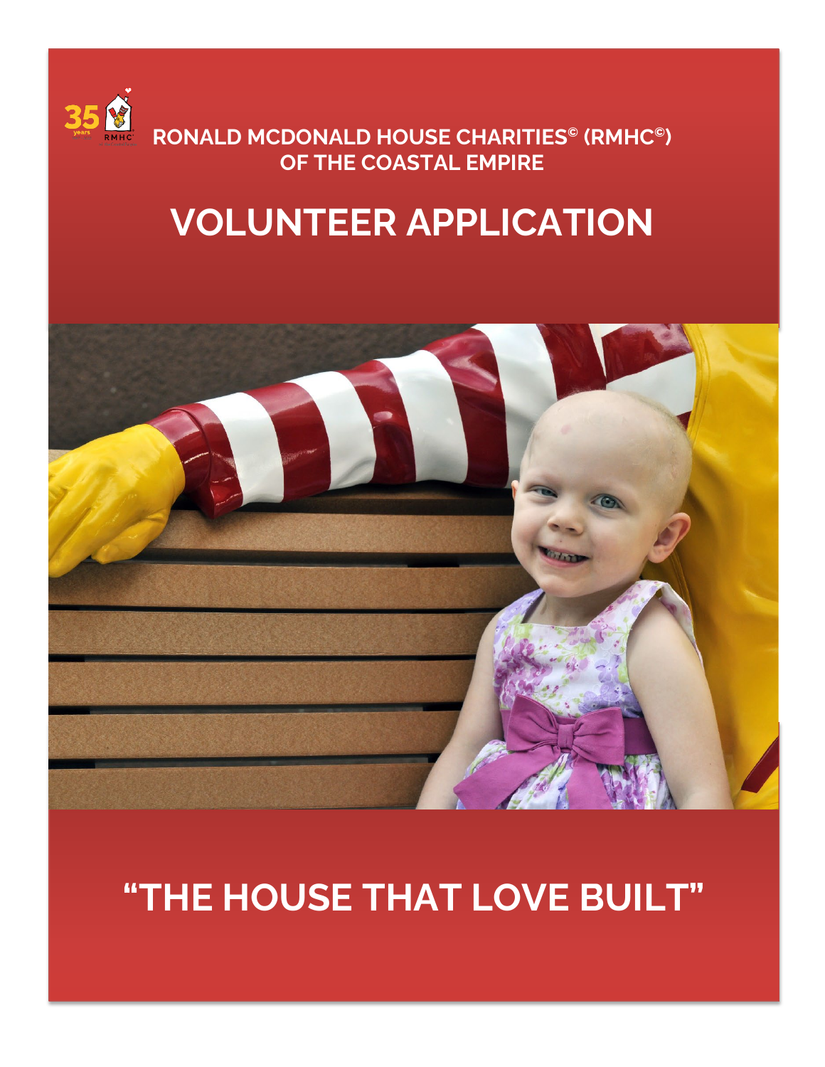35 years RMHC

**RONALD MCDONALD HOUSE CHARITIES© (RMHC©) OF THE COASTAL EMPIRE**

# VOLUNTEER APPLICATION

## "THE HOUSE THAT LOVE BUILT"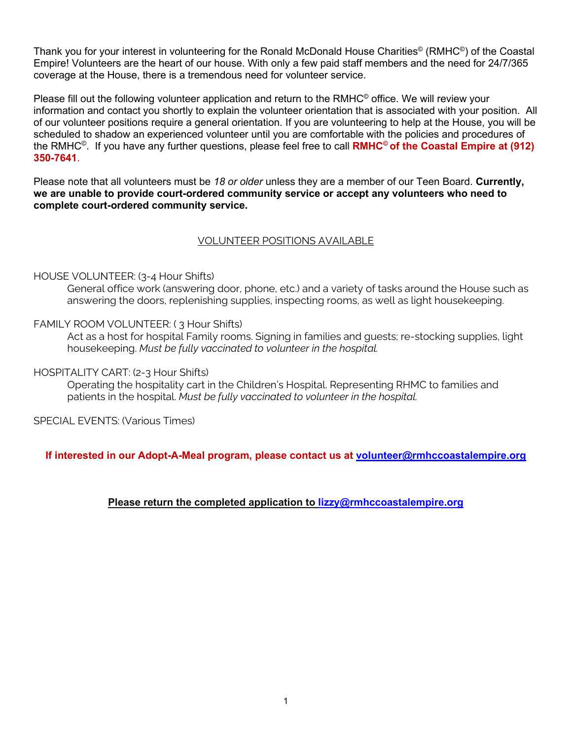Thank you for your interest in volunteering for the Ronald McDonald House Charities© (RMHC©) of the Coastal Empire! Volunteers are the heart of our house. With only a few paid staff members and the need for 24/7/365 coverage at the House, there is a tremendous need for volunteer service.

Please fill out the following volunteer application and return to the RMHC© office. We will review your information and contact you shortly to explain the volunteer orientation that is associated with your position. All of our volunteer positions require a general orientation. If you are volunteering to help at the House, you will be scheduled to shadow an experienced volunteer until you are comfortable with the policies and procedures of the RMHC©. If you have any further questions, please feel free to call **RMHC© of the Coastal Empire at (912) 350-7641**.

Please note that all volunteers must be *18 or older* unless they are a member of our Teen Board. **Currently, we are unable to provide court-ordered community service or accept any volunteers who need to complete court-ordered community service.**

## VOLUNTEER POSITIONS AVAILABLE

HOUSE VOLUNTEER: (3-4 Hour Shifts)

General office work (answering door, phone, etc.) and a variety of tasks around the House such as answering the doors, replenishing supplies, inspecting rooms, as well as light housekeeping.

FAMILY ROOM VOLUNTEER: ( 3 Hour Shifts)

Act as a host for hospital Family rooms. Signing in families and guests; re-stocking supplies, light housekeeping. *Must be fully vaccinated to volunteer in the hospital.*

HOSPITALITY CART: (2-3 Hour Shifts)

Operating the hospitality cart in the Children's Hospital. Representing RHMC to families and patients in the hospital. *Must be fully vaccinated to volunteer in the hospital.*

SPECIAL EVENTS: (Various Times)

**If interested in our Adopt-A-Meal program, please contact us at volunteer@rmhccoastalempire.org**

**Please return the completed application to lizzy@rmhccoastalempire.org**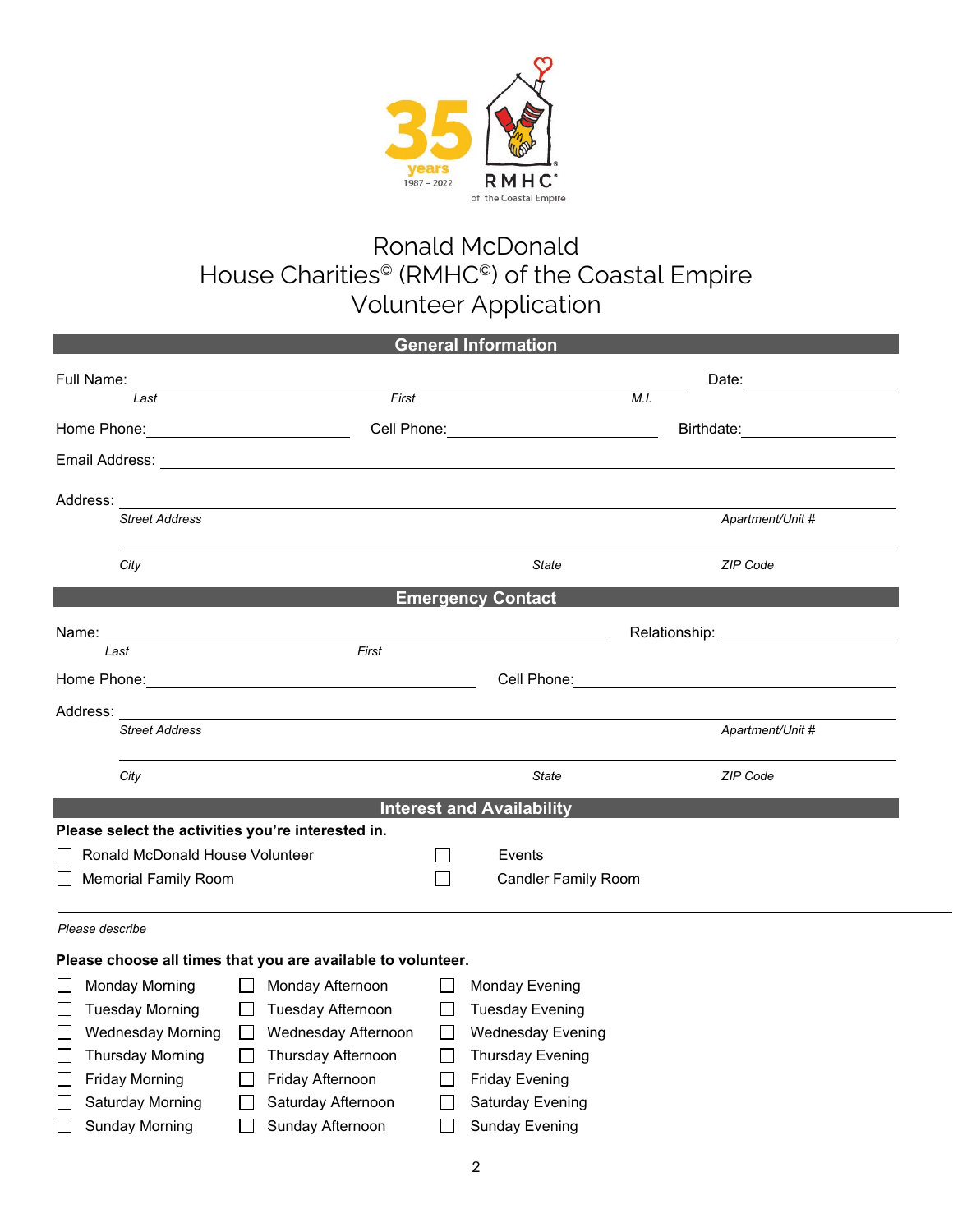35 years 1987 – 2022 RMHC® of the Coastal Empire

# Ronald McDonald House Charities© (RMHC©) of the Coastal Empire Volunteer Application

## General Information

Full Name: ______________________________________________ Date: ____________

*Last* *First* *M.I.*

Home Phone: ______________ Cell Phone: ______________ Birthdate: ______________

Email Address: ______________________________________________

Address: ______________________________________________

*Street Address* *Apartment/Unit #*

______________________________________________

*City* *State* *ZIP Code*

## Emergency Contact

Name: ______________________________________ Relationship: ______________

*Last* *First*

Home Phone: ______________________ Cell Phone: ______________________

Address: ______________________________________________

*Street Address* *Apartment/Unit #*

______________________________________________

*City* *State* *ZIP Code*

## Interest and Availability

**Please select the activities you're interested in.**

- ☐ Ronald McDonald House Volunteer
- ☐ Events
- ☐ Memorial Family Room
- ☐ Candler Family Room

______________________________________________

*Please describe*

**Please choose all times that you are available to volunteer.**

| | | |
|---|---|---|
| ☐ Monday Morning | ☐ Monday Afternoon | ☐ Monday Evening |
| ☐ Tuesday Morning | ☐ Tuesday Afternoon | ☐ Tuesday Evening |
| ☐ Wednesday Morning | ☐ Wednesday Afternoon | ☐ Wednesday Evening |
| ☐ Thursday Morning | ☐ Thursday Afternoon | ☐ Thursday Evening |
| ☐ Friday Morning | ☐ Friday Afternoon | ☐ Friday Evening |
| ☐ Saturday Morning | ☐ Saturday Afternoon | ☐ Saturday Evening |
| ☐ Sunday Morning | ☐ Sunday Afternoon | ☐ Sunday Evening |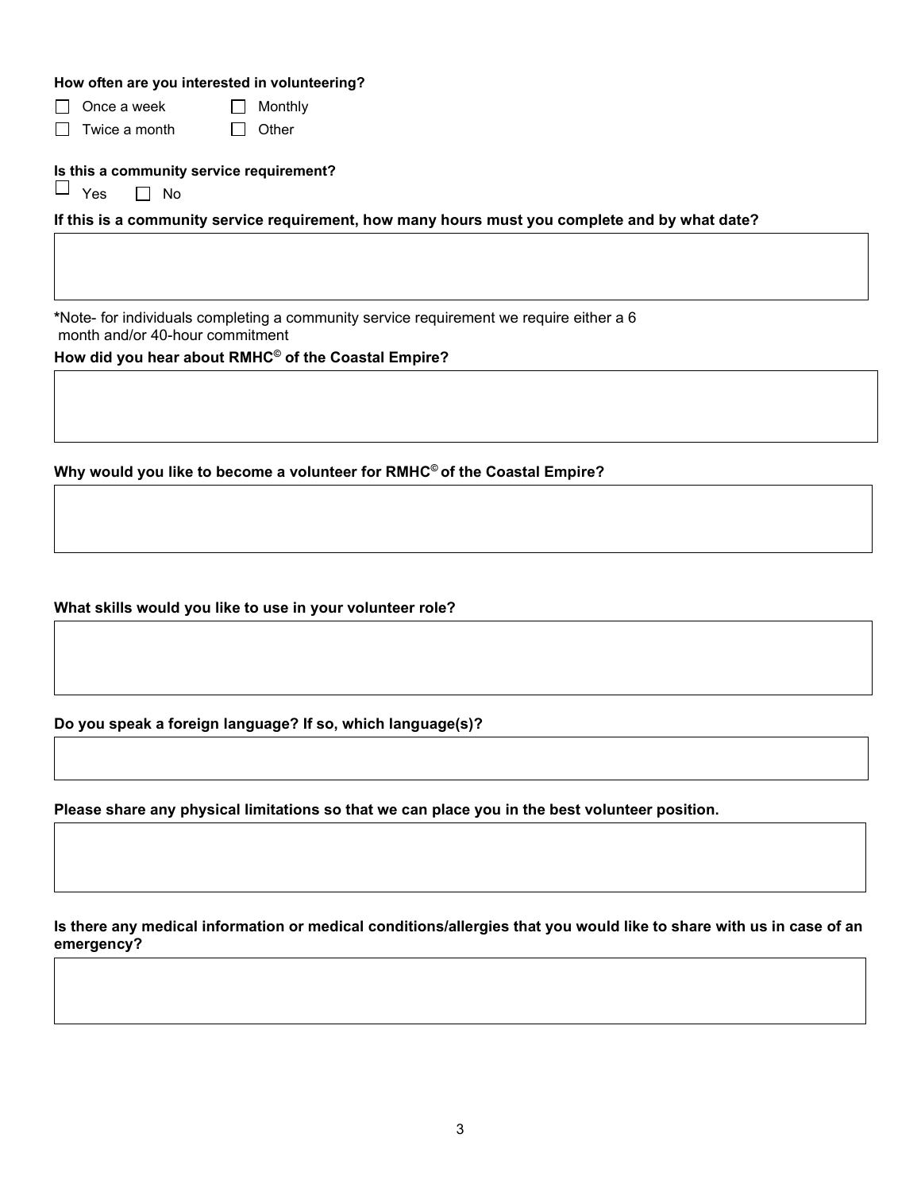**How often are you interested in volunteering?**

- ☐ Once a week
- ☐ Monthly
- ☐ Twice a month
- ☐ Other

**Is this a community service requirement?**

☐ Yes ☐ No

**If this is a community service requirement, how many hours must you complete and by what date?**

*Note- for individuals completing a community service requirement we require either a 6 month and/or 40-hour commitment

**How did you hear about RMHC© of the Coastal Empire?**

**Why would you like to become a volunteer for RMHC© of the Coastal Empire?**

**What skills would you like to use in your volunteer role?**

**Do you speak a foreign language? If so, which language(s)?**

**Please share any physical limitations so that we can place you in the best volunteer position.**

**Is there any medical information or medical conditions/allergies that you would like to share with us in case of an emergency?**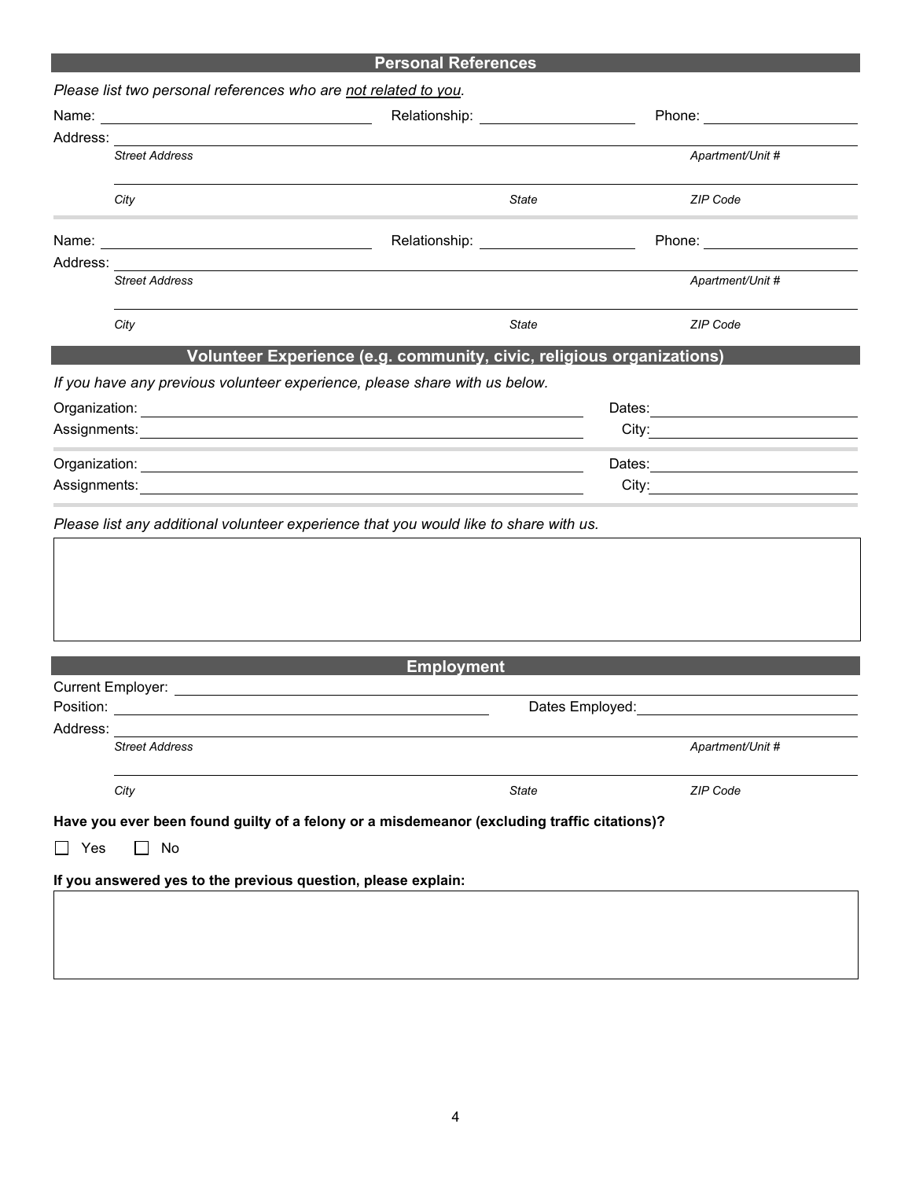## Personal References

*Please list two personal references who are not related to you.*

Name: ______________________ Relationship: ______________ Phone: ______________

Address: ____________________________________________________________

*Street Address* *Apartment/Unit #*

____________________________________________________________

*City* *State* *ZIP Code*

Name: ______________________ Relationship: ______________ Phone: ______________

Address: ____________________________________________________________

*Street Address* *Apartment/Unit #*

____________________________________________________________

*City* *State* *ZIP Code*

## Volunteer Experience (e.g. community, civic, religious organizations)

*If you have any previous volunteer experience, please share with us below.*

Organization: ______________________________________ Dates: ______________

Assignments: ______________________________________ City: ______________

Organization: ______________________________________ Dates: ______________

Assignments: ______________________________________ City: ______________

*Please list any additional volunteer experience that you would like to share with us.*

## Employment

Current Employer: ____________________________________________________________

Position: ______________________________ Dates Employed: ______________

Address: ____________________________________________________________

*Street Address* *Apartment/Unit #*

____________________________________________________________

*City* *State* *ZIP Code*

**Have you ever been found guilty of a felony or a misdemeanor (excluding traffic citations)?**

☐ Yes ☐ No

**If you answered yes to the previous question, please explain:**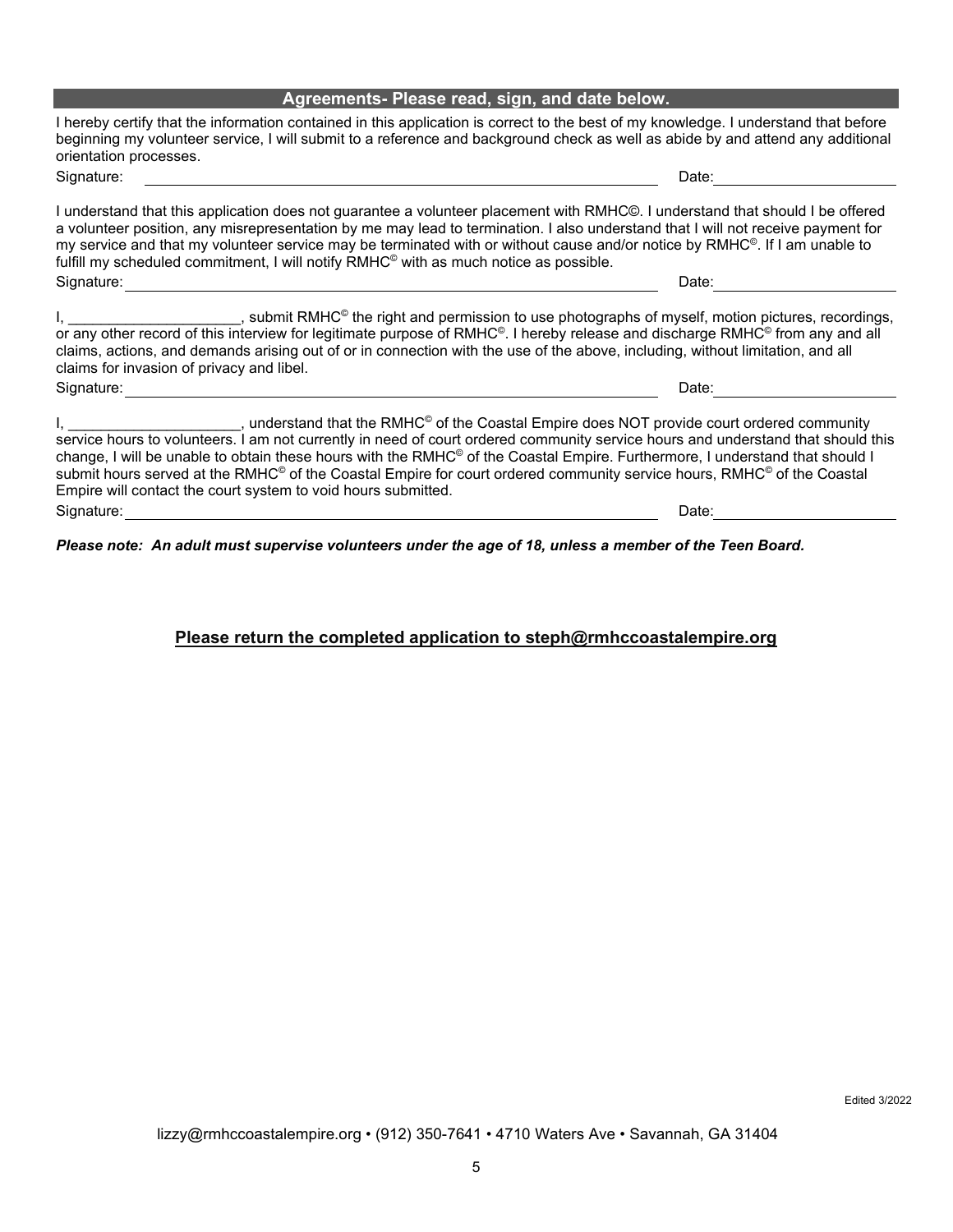## Agreements- Please read, sign, and date below.

I hereby certify that the information contained in this application is correct to the best of my knowledge. I understand that before beginning my volunteer service, I will submit to a reference and background check as well as abide by and attend any additional orientation processes.

Signature: ______________________________ Date: ______________

I understand that this application does not guarantee a volunteer placement with RMHC©. I understand that should I be offered a volunteer position, any misrepresentation by me may lead to termination. I also understand that I will not receive payment for my service and that my volunteer service may be terminated with or without cause and/or notice by RMHC©. If I am unable to fulfill my scheduled commitment, I will notify RMHC© with as much notice as possible.

Signature: ______________________________ Date: ______________

I, ____________________, submit RMHC© the right and permission to use photographs of myself, motion pictures, recordings, or any other record of this interview for legitimate purpose of RMHC©. I hereby release and discharge RMHC© from any and all claims, actions, and demands arising out of or in connection with the use of the above, including, without limitation, and all claims for invasion of privacy and libel.

Signature: ______________________________ Date: ______________

I, ____________________, understand that the RMHC© of the Coastal Empire does NOT provide court ordered community service hours to volunteers. I am not currently in need of court ordered community service hours and understand that should this change, I will be unable to obtain these hours with the RMHC© of the Coastal Empire. Furthermore, I understand that should I submit hours served at the RMHC© of the Coastal Empire for court ordered community service hours, RMHC© of the Coastal Empire will contact the court system to void hours submitted.

Signature: ______________________________ Date: ______________

***Please note: An adult must supervise volunteers under the age of 18, unless a member of the Teen Board.***

**Please return the completed application to steph@rmhccoastalempire.org**

Edited 3/2022

lizzy@rmhccoastalempire.org • (912) 350-7641 • 4710 Waters Ave • Savannah, GA 31404